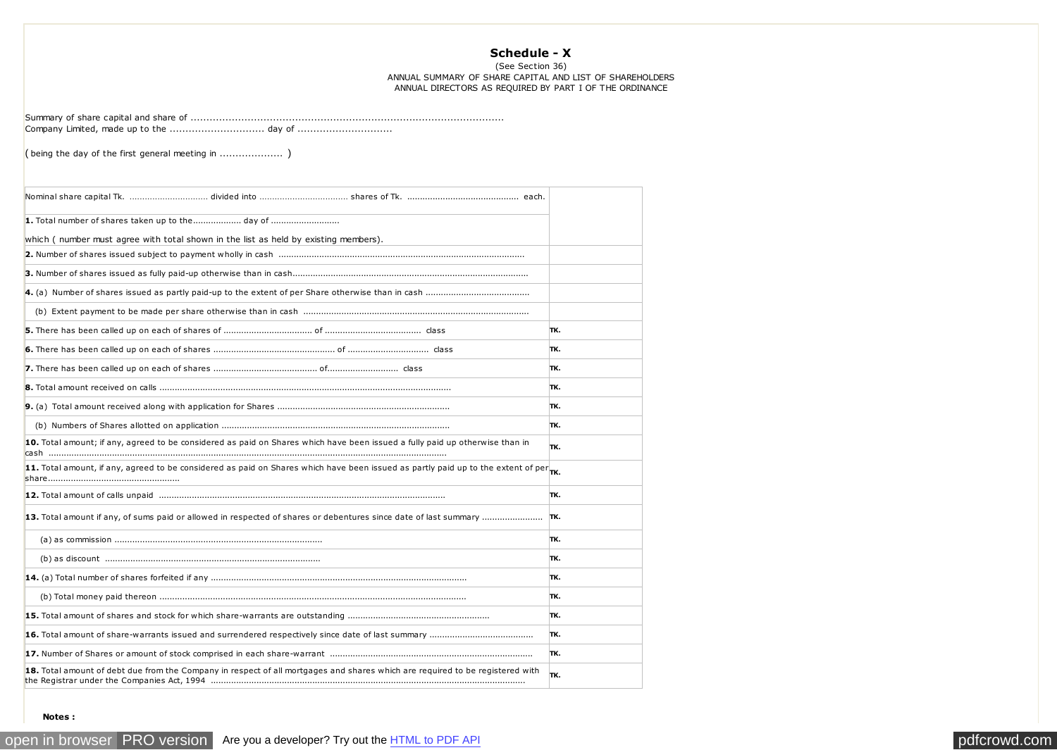# Schedule - X

(See Section 36)

ANNUAL SUMMARY OF SHARE CAPITAL AND LIST OF SHAREHOLDERS
ANNUAL DIRECTORS AS REQUIRED BY PART I OF THE ORDINANCE

Summary of share capital and share of ....................................................................................................
Company Limited, made up to the .............................. day of ..............................

( being the day of the first general meeting in .................... )

| Nominal share capital Tk. ............................... divided into ................................... shares of Tk. ........................................... each. | |
|---|---|
| **1.** Total number of shares taken up to the.................. day of ..........................<br>which ( number must agree with total shown in the list as held by existing members). | |
| **2.** Number of shares issued subject to payment wholly in cash ............................................................................................... | |
| **3.** Number of shares issued as fully paid-up otherwise than in cash........................................................................................... | |
| **4.** (a) Number of shares issued as partly paid-up to the extent of per Share otherwise than in cash ......................................... | |
| (b) Extent payment to be made per share otherwise than in cash ........................................................................................ | |
| **5.** There has been called up on each of shares of ................................... of ...................................... class | TK. |
| **6.** There has been called up on each of shares ............................................... of ................................ class | TK. |
| **7.** There has been called up on each of shares ......................................... of............................ class | TK. |
| **8.** Total amount received on calls ................................................................................................................ | TK. |
| **9.** (a) Total amount received along with application for Shares ................................................................... | TK. |
| (b) Numbers of Shares allotted on application ......................................................................................... | TK. |
| **10.** Total amount; if any, agreed to be considered as paid on Shares which have been issued a fully paid up otherwise than in cash ........................................................................................................................................... | TK. |
| **11.** Total amount, if any, agreed to be considered as paid on Shares which have been issued as partly paid up to the extent of per share.................................................... | TK. |
| **12.** Total amount of calls unpaid ............................................................................................................... | TK. |
| **13.** Total amount if any, of sums paid or allowed in respected of shares or debentures since date of last summary ........................ | TK. |
| (a) as commission ................................................................................. | TK. |
| (b) as discount .................................................................................... | TK. |
| **14.** (a) Total number of shares forfeited if any ................................................................................................... | TK. |
| (b) Total money paid thereon ....................................................................................................................... | TK. |
| **15.** Total amount of shares and stock for which share-warrants are outstanding ....................................................... | TK. |
| **16.** Total amount of share-warrants issued and surrendered respectively since date of last summary ........................................ | TK. |
| **17.** Number of Shares or amount of stock comprised in each share-warrant .............................................................................. | TK. |
| **18.** Total amount of debt due from the Company in respect of all mortgages and shares which are required to be registered with the Registrar under the Companies Act, 1994 ......................................................................................................................... | TK. |

**Notes :**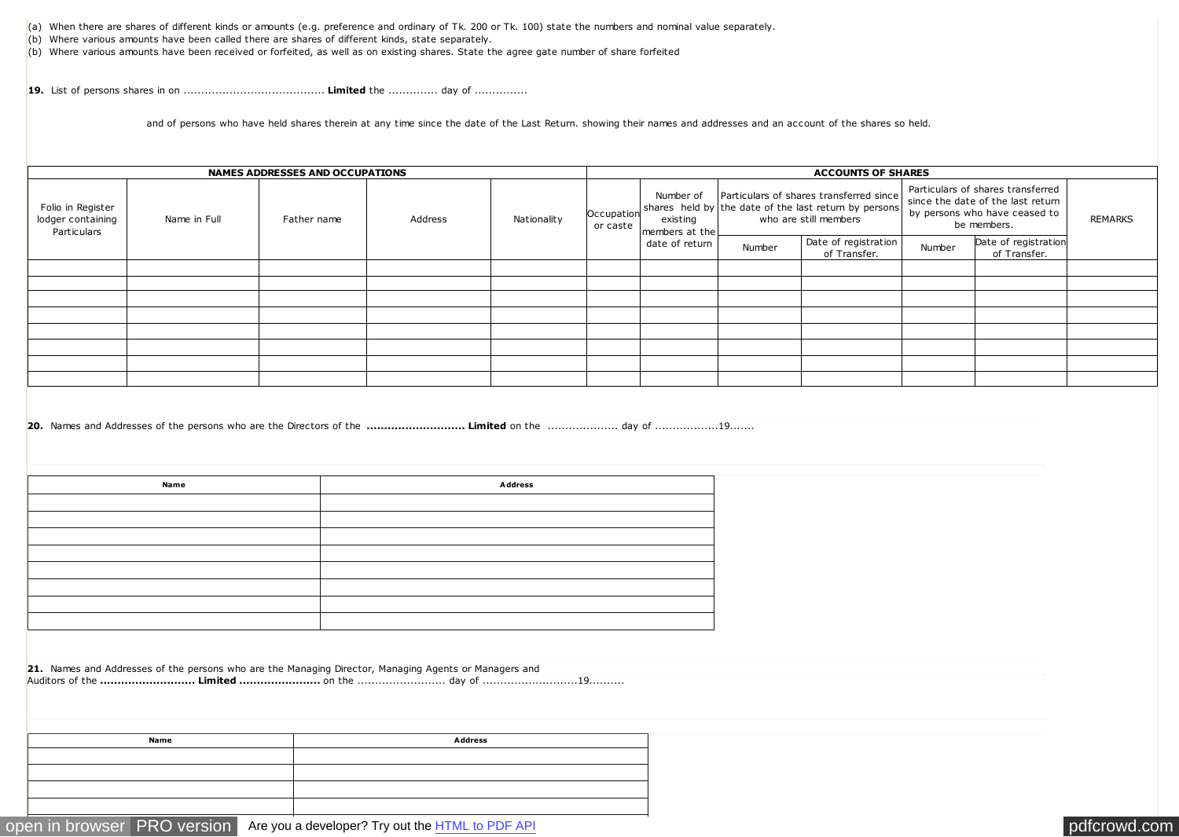(a) When there are shares of different kinds or amounts (e.g. preference and ordinary of Tk. 200 or Tk. 100) state the numbers and nominal value separately.

(b) Where various amounts have been called there are shares of different kinds, state separately.

(b) Where various amounts have been received or forfeited, as well as on existing shares. State the agree gate number of share forfeited

**19.** List of persons shares in on ....................................... **Limited** the ............. day of ...............

and of persons who have held shares therein at any time since the date of the Last Return. showing their names and addresses and an account of the shares so held.

| NAMES ADDRESSES AND OCCUPATIONS | | | | | ACCOUNTS OF SHARES | | | | | | |
|---|---|---|---|---|---|---|---|---|---|---|---|
| Folio in Register lodger containing Particulars | Name in Full | Father name | Address | Nationality | Occupation or caste | Number of shares held by existing members at the date of return | Particulars of shares transferred since the date of the last return by persons who are still members | | Particulars of shares transferred since the date of the last return by persons who have ceased to be members. | | REMARKS |
| | | | | | | | Number | Date of registration of Transfer. | Number | Date of registration of Transfer. | |
| | | | | | | | | | | | |
| | | | | | | | | | | | |
| | | | | | | | | | | | |
| | | | | | | | | | | | |
| | | | | | | | | | | | |
| | | | | | | | | | | | |
| | | | | | | | | | | | |
| | | | | | | | | | | | |

**20.** Names and Addresses of the persons who are the Directors of the **........................... Limited** on the ................... day of .................19.......

| Name | Address |
|---|---|
| | |
| | |
| | |
| | |
| | |
| | |
| | |
| | |

**21.** Names and Addresses of the persons who are the Managing Director, Managing Agents or Managers and Auditors of the **.......................... Limited ......................** on the ......................... day of ..........................19..........

| Name | Address |
|---|---|
| | |
| | |
| | |
| | |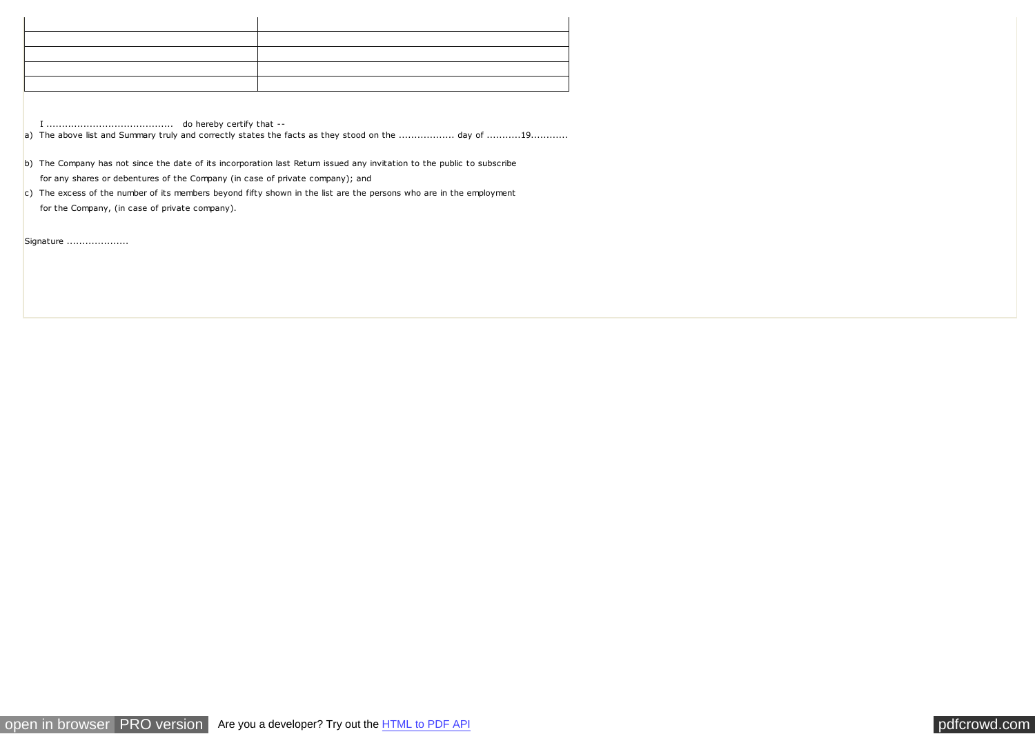| | |
|---|---|
| | |
| | |
| | |
| | |
| | |

I ......................................... do hereby certify that --

a) The above list and Summary truly and correctly states the facts as they stood on the .................. day of ...........19............

b) The Company has not since the date of its incorporation last Return issued any invitation to the public to subscribe for any shares or debentures of the Company (in case of private company); and

c) The excess of the number of its members beyond fifty shown in the list are the persons who are in the employment for the Company, (in case of private company).

Signature ....................